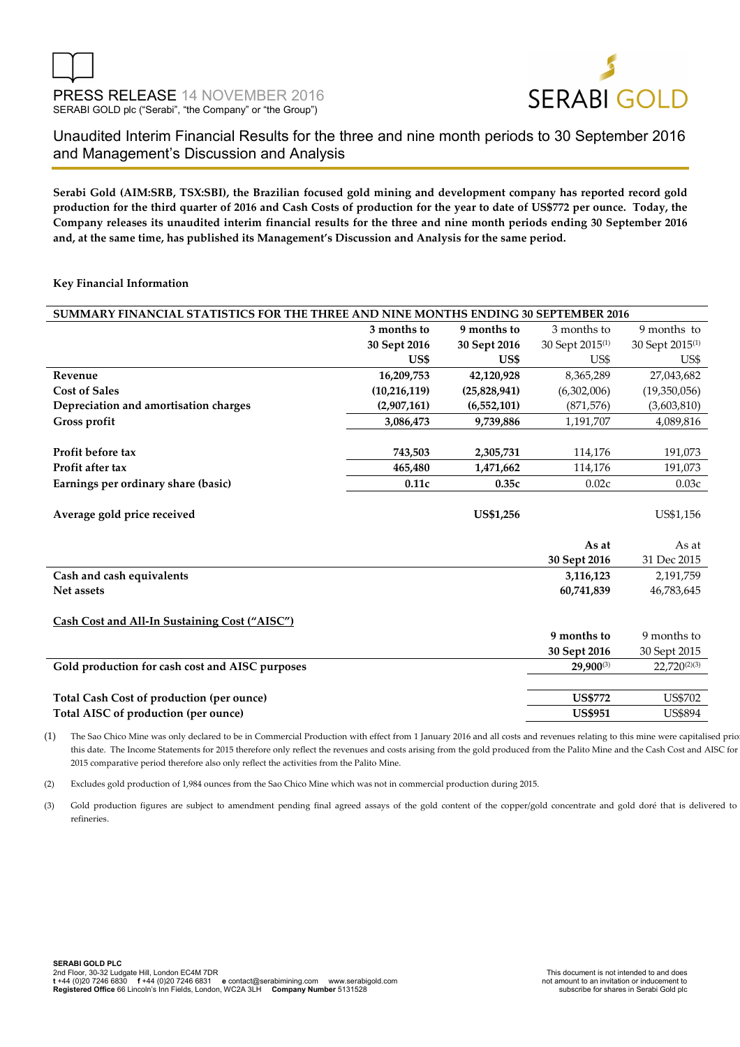PRESS RELEASE 14 NOVEMBER 2016

SERABI GOLD plc ("Serabi", "the Company" or "the Group")

# Unaudited Interim Financial Results for the three and nine month periods to 30 September 2016 and Management's Discussion and Analysis

**Serabi Gold (AIM:SRB, TSX:SBI), the Brazilian focused gold mining and development company has reported record gold production for the third quarter of 2016 and Cash Costs of production for the year to date of US$772 per ounce. Today, the Company releases its unaudited interim financial results for the three and nine month periods ending 30 September 2016 and, at the same time, has published its Management's Discussion and Analysis for the same period.**

**Key Financial Information**

| SUMMARY FINANCIAL STATISTICS FOR THE THREE AND NINE MONTHS ENDING 30 SEPTEMBER 2016 | | | | |
|---|---|---|---|---|
| | **3 months to 30 Sept 2016 US$** | **9 months to 30 Sept 2016 US$** | 3 months to 30 Sept 2015[(1)] US$ | 9 months to 30 Sept 2015[(1)] US$ |
| **Revenue** | **16,209,753** | **42,120,928** | 8,365,289 | 27,043,682 |
| **Cost of Sales** | **(10,216,119)** | **(25,828,941)** | (6,302,006) | (19,350,056) |
| **Depreciation and amortisation charges** | **(2,907,161)** | **(6,552,101)** | (871,576) | (3,603,810) |
| **Gross profit** | **3,086,473** | **9,739,886** | 1,191,707 | 4,089,816 |
| | | | | |
| **Profit before tax** | **743,503** | **2,305,731** | 114,176 | 191,073 |
| **Profit after tax** | **465,480** | **1,471,662** | 114,176 | 191,073 |
| **Earnings per ordinary share (basic)** | **0.11c** | **0.35c** | 0.02c | 0.03c |
| | | | | |
| **Average gold price received** | | **US$1,256** | | US$1,156 |

| | **As at 30 Sept 2016** | As at 31 Dec 2015 |
|---|---|---|
| **Cash and cash equivalents** | **3,116,123** | 2,191,759 |
| **Net assets** | **60,741,839** | 46,783,645 |

**Cash Cost and All-In Sustaining Cost ("AISC")**

| | **9 months to 30 Sept 2016** | 9 months to 30 Sept 2015 |
|---|---|---|
| **Gold production for cash cost and AISC purposes** | **29,900[(3)]** | 22,720[(2)(3)] |
| | | |
| **Total Cash Cost of production (per ounce)** | **US$772** | US$702 |
| **Total AISC of production (per ounce)** | **US$951** | US$894 |

(1) The Sao Chico Mine was only declared to be in Commercial Production with effect from 1 January 2016 and all costs and revenues relating to this mine were capitalised prior this date. The Income Statements for 2015 therefore only reflect the revenues and costs arising from the gold produced from the Palito Mine and the Cash Cost and AISC for 2015 comparative period therefore also only reflect the activities from the Palito Mine.

(2) Excludes gold production of 1,984 ounces from the Sao Chico Mine which was not in commercial production during 2015.

(3) Gold production figures are subject to amendment pending final agreed assays of the gold content of the copper/gold concentrate and gold doré that is delivered to refineries.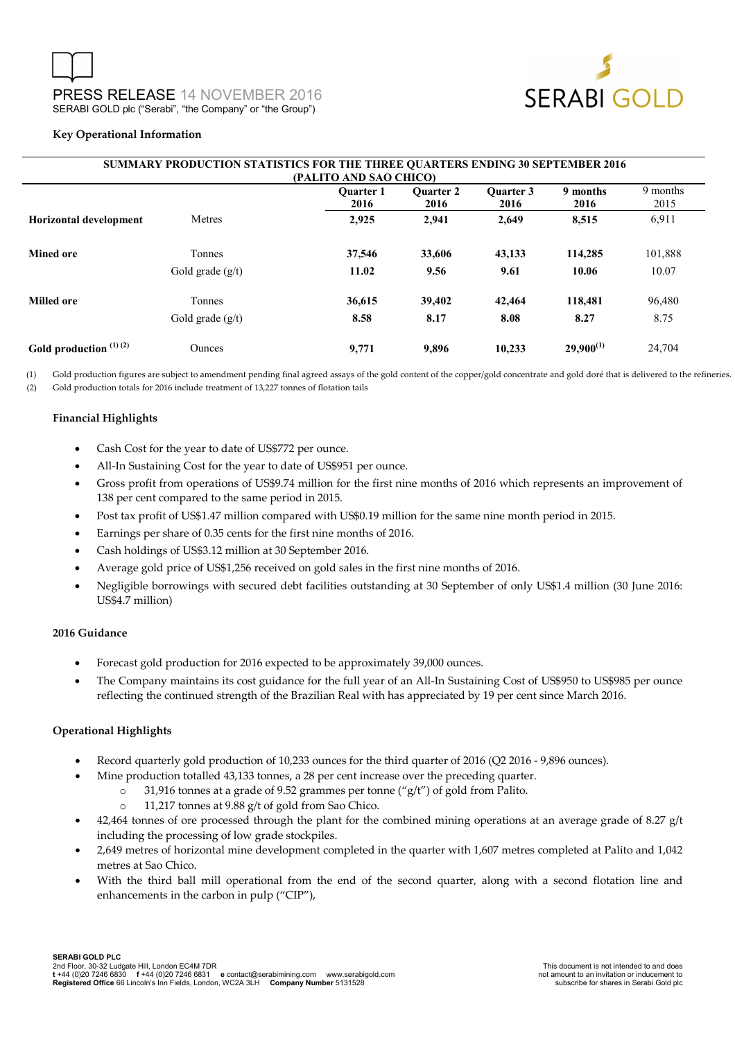# PRESS RELEASE 14 NOVEMBER 2016

SERABI GOLD plc ("Serabi", "the Company" or "the Group")

**Key Operational Information**

| SUMMARY PRODUCTION STATISTICS FOR THE THREE QUARTERS ENDING 30 SEPTEMBER 2016 (PALITO AND SAO CHICO) | | | | | | |
|---|---|---|---|---|---|---|
| | | **Quarter 1 2016** | **Quarter 2 2016** | **Quarter 3 2016** | **9 months 2016** | 9 months 2015 |
| **Horizontal development** | Metres | **2,925** | **2,941** | **2,649** | **8,515** | 6,911 |
| **Mined ore** | Tonnes | **37,546** | **33,606** | **43,133** | **114,285** | 101,888 |
| | Gold grade (g/t) | **11.02** | **9.56** | **9.61** | **10.06** | 10.07 |
| **Milled ore** | Tonnes | **36,615** | **39,402** | **42,464** | **118,481** | 96,480 |
| | Gold grade (g/t) | **8.58** | **8.17** | **8.08** | **8.27** | 8.75 |
| **Gold production** (1) (2) | Ounces | **9,771** | **9,896** | **10,233** | **29,900**(1) | 24,704 |

(1) Gold production figures are subject to amendment pending final agreed assays of the gold content of the copper/gold concentrate and gold doré that is delivered to the refineries.

(2) Gold production totals for 2016 include treatment of 13,227 tonnes of flotation tails

**Financial Highlights**

- Cash Cost for the year to date of US$772 per ounce.
- All-In Sustaining Cost for the year to date of US$951 per ounce.
- Gross profit from operations of US$9.74 million for the first nine months of 2016 which represents an improvement of 138 per cent compared to the same period in 2015.
- Post tax profit of US$1.47 million compared with US$0.19 million for the same nine month period in 2015.
- Earnings per share of 0.35 cents for the first nine months of 2016.
- Cash holdings of US$3.12 million at 30 September 2016.
- Average gold price of US$1,256 received on gold sales in the first nine months of 2016.
- Negligible borrowings with secured debt facilities outstanding at 30 September of only US$1.4 million (30 June 2016: US$4.7 million)

**2016 Guidance**

- Forecast gold production for 2016 expected to be approximately 39,000 ounces.
- The Company maintains its cost guidance for the full year of an All-In Sustaining Cost of US$950 to US$985 per ounce reflecting the continued strength of the Brazilian Real with has appreciated by 19 per cent since March 2016.

**Operational Highlights**

- Record quarterly gold production of 10,233 ounces for the third quarter of 2016 (Q2 2016 - 9,896 ounces).
- Mine production totalled 43,133 tonnes, a 28 per cent increase over the preceding quarter.
  - 31,916 tonnes at a grade of 9.52 grammes per tonne ("g/t") of gold from Palito.
  - 11,217 tonnes at 9.88 g/t of gold from Sao Chico.
- 42,464 tonnes of ore processed through the plant for the combined mining operations at an average grade of 8.27 g/t including the processing of low grade stockpiles.
- 2,649 metres of horizontal mine development completed in the quarter with 1,607 metres completed at Palito and 1,042 metres at Sao Chico.
- With the third ball mill operational from the end of the second quarter, along with a second flotation line and enhancements in the carbon in pulp ("CIP"),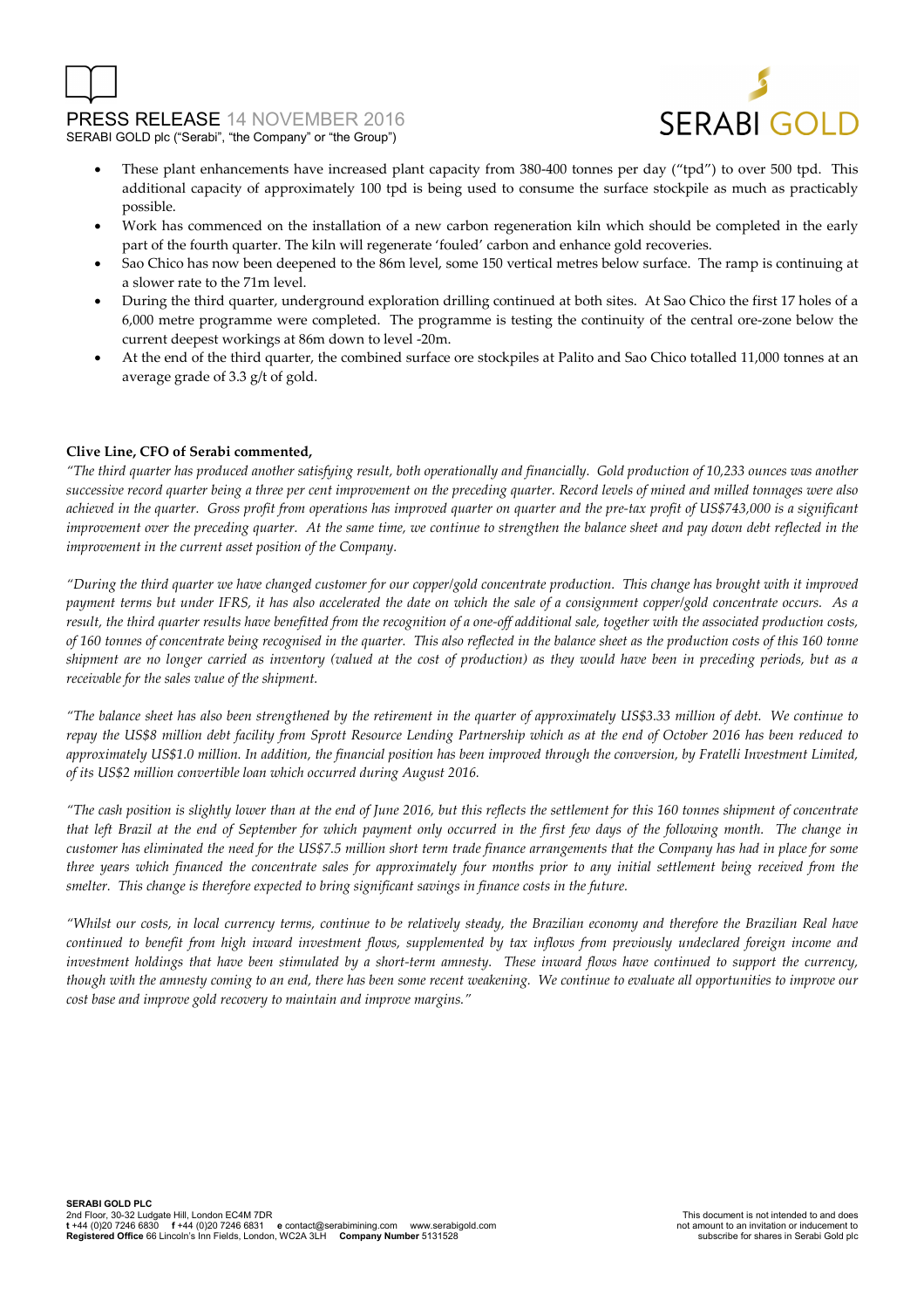- These plant enhancements have increased plant capacity from 380-400 tonnes per day ("tpd") to over 500 tpd. This additional capacity of approximately 100 tpd is being used to consume the surface stockpile as much as practicably possible.
- Work has commenced on the installation of a new carbon regeneration kiln which should be completed in the early part of the fourth quarter. The kiln will regenerate 'fouled' carbon and enhance gold recoveries.
- Sao Chico has now been deepened to the 86m level, some 150 vertical metres below surface. The ramp is continuing at a slower rate to the 71m level.
- During the third quarter, underground exploration drilling continued at both sites. At Sao Chico the first 17 holes of a 6,000 metre programme were completed. The programme is testing the continuity of the central ore-zone below the current deepest workings at 86m down to level -20m.
- At the end of the third quarter, the combined surface ore stockpiles at Palito and Sao Chico totalled 11,000 tonnes at an average grade of 3.3 g/t of gold.

**Clive Line, CFO of Serabi commented,**

*"The third quarter has produced another satisfying result, both operationally and financially. Gold production of 10,233 ounces was another successive record quarter being a three per cent improvement on the preceding quarter. Record levels of mined and milled tonnages were also achieved in the quarter. Gross profit from operations has improved quarter on quarter and the pre-tax profit of US$743,000 is a significant improvement over the preceding quarter. At the same time, we continue to strengthen the balance sheet and pay down debt reflected in the improvement in the current asset position of the Company.*

*"During the third quarter we have changed customer for our copper/gold concentrate production. This change has brought with it improved payment terms but under IFRS, it has also accelerated the date on which the sale of a consignment copper/gold concentrate occurs. As a result, the third quarter results have benefitted from the recognition of a one-off additional sale, together with the associated production costs, of 160 tonnes of concentrate being recognised in the quarter. This also reflected in the balance sheet as the production costs of this 160 tonne shipment are no longer carried as inventory (valued at the cost of production) as they would have been in preceding periods, but as a receivable for the sales value of the shipment.*

*"The balance sheet has also been strengthened by the retirement in the quarter of approximately US$3.33 million of debt. We continue to repay the US$8 million debt facility from Sprott Resource Lending Partnership which as at the end of October 2016 has been reduced to approximately US$1.0 million. In addition, the financial position has been improved through the conversion, by Fratelli Investment Limited, of its US$2 million convertible loan which occurred during August 2016.*

*"The cash position is slightly lower than at the end of June 2016, but this reflects the settlement for this 160 tonnes shipment of concentrate that left Brazil at the end of September for which payment only occurred in the first few days of the following month. The change in customer has eliminated the need for the US$7.5 million short term trade finance arrangements that the Company has had in place for some three years which financed the concentrate sales for approximately four months prior to any initial settlement being received from the smelter. This change is therefore expected to bring significant savings in finance costs in the future.*

*"Whilst our costs, in local currency terms, continue to be relatively steady, the Brazilian economy and therefore the Brazilian Real have continued to benefit from high inward investment flows, supplemented by tax inflows from previously undeclared foreign income and investment holdings that have been stimulated by a short-term amnesty. These inward flows have continued to support the currency, though with the amnesty coming to an end, there has been some recent weakening. We continue to evaluate all opportunities to improve our cost base and improve gold recovery to maintain and improve margins."*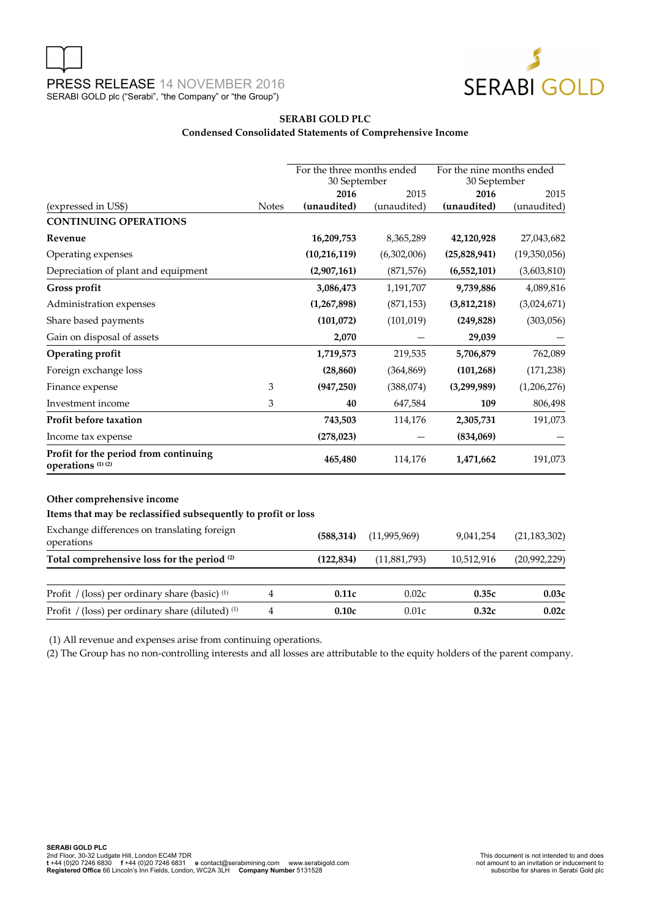# SERABI GOLD PLC

## Condensed Consolidated Statements of Comprehensive Income

| (expressed in US$) | Notes | For the three months ended 30 September 2016 (unaudited) | For the three months ended 30 September 2015 (unaudited) | For the nine months ended 30 September 2016 (unaudited) | For the nine months ended 30 September 2015 (unaudited) |
|---|---|---|---|---|---|
| **CONTINUING OPERATIONS** | | | | | |
| **Revenue** | | **16,209,753** | 8,365,289 | **42,120,928** | 27,043,682 |
| Operating expenses | | **(10,216,119)** | (6,302,006) | **(25,828,941)** | (19,350,056) |
| Depreciation of plant and equipment | | **(2,907,161)** | (871,576) | **(6,552,101)** | (3,603,810) |
| **Gross profit** | | **3,086,473** | 1,191,707 | **9,739,886** | 4,089,816 |
| Administration expenses | | **(1,267,898)** | (871,153) | **(3,812,218)** | (3,024,671) |
| Share based payments | | **(101,072)** | (101,019) | **(249,828)** | (303,056) |
| Gain on disposal of assets | | **2,070** | — | **29,039** | — |
| **Operating profit** | | **1,719,573** | 219,535 | **5,706,879** | 762,089 |
| Foreign exchange loss | | **(28,860)** | (364,869) | **(101,268)** | (171,238) |
| Finance expense | 3 | **(947,250)** | (388,074) | **(3,299,989)** | (1,206,276) |
| Investment income | 3 | **40** | 647,584 | **109** | 806,498 |
| **Profit before taxation** | | **743,503** | 114,176 | **2,305,731** | 191,073 |
| Income tax expense | | **(278,023)** | — | **(834,069)** | — |
| **Profit for the period from continuing operations (1) (2)** | | **465,480** | 114,176 | **1,471,662** | 191,073 |
| | | | | | |
| **Other comprehensive income** | | | | | |
| **Items that may be reclassified subsequently to profit or loss** | | | | | |
| Exchange differences on translating foreign operations | | **(588,314)** | (11,995,969) | 9,041,254 | (21,183,302) |
| **Total comprehensive loss for the period (2)** | | **(122,834)** | (11,881,793) | 10,512,916 | (20,992,229) |
| | | | | | |
| Profit / (loss) per ordinary share (basic) (1) | 4 | **0.11c** | 0.02c | **0.35c** | **0.03c** |
| Profit / (loss) per ordinary share (diluted) (1) | 4 | **0.10c** | 0.01c | **0.32c** | **0.02c** |

(1) All revenue and expenses arise from continuing operations.

(2) The Group has no non-controlling interests and all losses are attributable to the equity holders of the parent company.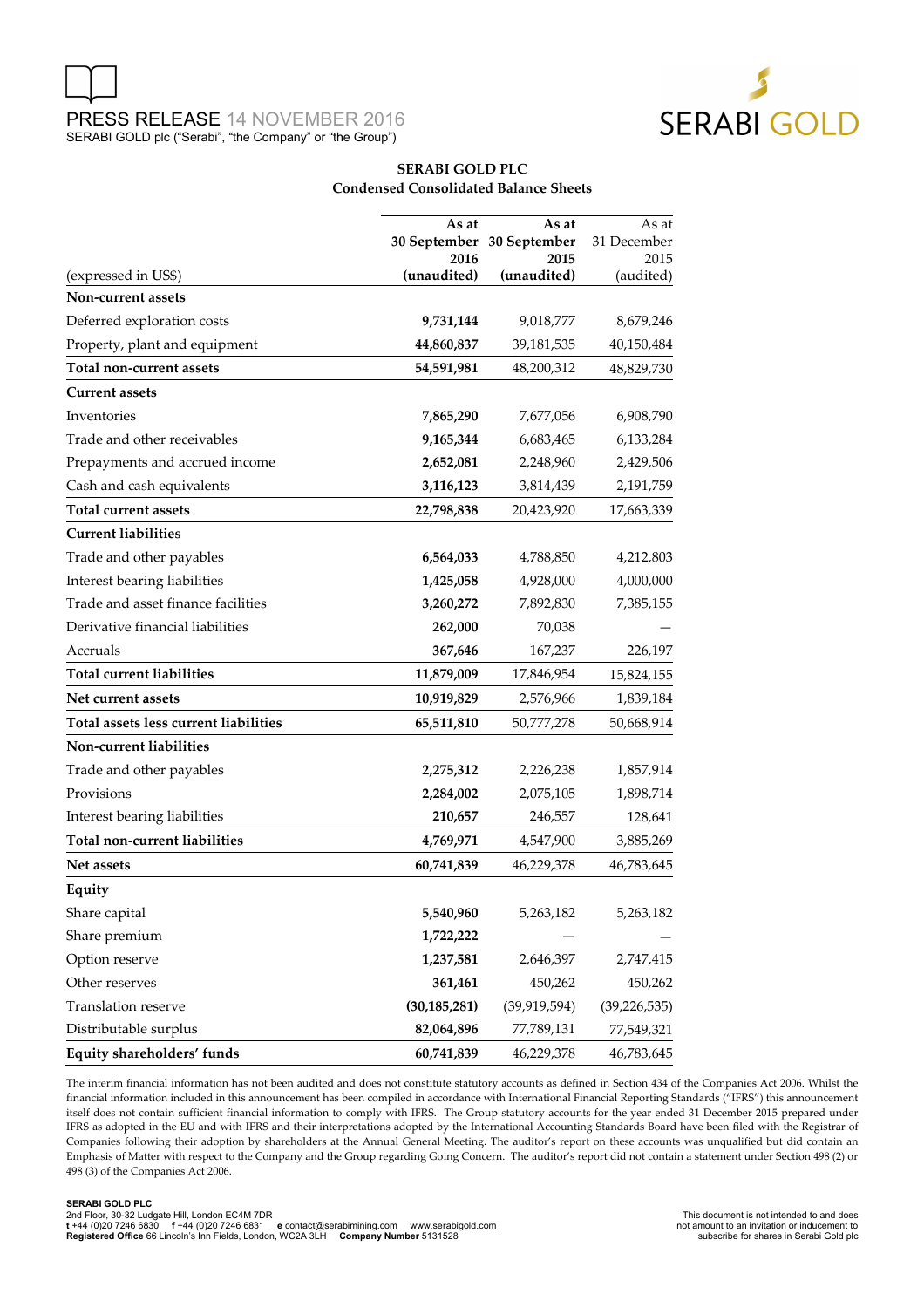PRESS RELEASE 14 NOVEMBER 2016

SERABI GOLD plc ("Serabi", "the Company" or "the Group")

## SERABI GOLD PLC
### Condensed Consolidated Balance Sheets

| (expressed in US$) | As at 30 September 2016 (unaudited) | As at 30 September 2015 (unaudited) | As at 31 December 2015 (audited) |
|---|---|---|---|
| **Non-current assets** | | | |
| Deferred exploration costs | **9,731,144** | 9,018,777 | 8,679,246 |
| Property, plant and equipment | **44,860,837** | 39,181,535 | 40,150,484 |
| **Total non-current assets** | **54,591,981** | 48,200,312 | 48,829,730 |
| **Current assets** | | | |
| Inventories | **7,865,290** | 7,677,056 | 6,908,790 |
| Trade and other receivables | **9,165,344** | 6,683,465 | 6,133,284 |
| Prepayments and accrued income | **2,652,081** | 2,248,960 | 2,429,506 |
| Cash and cash equivalents | **3,116,123** | 3,814,439 | 2,191,759 |
| **Total current assets** | **22,798,838** | 20,423,920 | 17,663,339 |
| **Current liabilities** | | | |
| Trade and other payables | **6,564,033** | 4,788,850 | 4,212,803 |
| Interest bearing liabilities | **1,425,058** | 4,928,000 | 4,000,000 |
| Trade and asset finance facilities | **3,260,272** | 7,892,830 | 7,385,155 |
| Derivative financial liabilities | **262,000** | 70,038 | — |
| Accruals | **367,646** | 167,237 | 226,197 |
| **Total current liabilities** | **11,879,009** | 17,846,954 | 15,824,155 |
| **Net current assets** | **10,919,829** | 2,576,966 | 1,839,184 |
| **Total assets less current liabilities** | **65,511,810** | 50,777,278 | 50,668,914 |
| **Non-current liabilities** | | | |
| Trade and other payables | **2,275,312** | 2,226,238 | 1,857,914 |
| Provisions | **2,284,002** | 2,075,105 | 1,898,714 |
| Interest bearing liabilities | **210,657** | 246,557 | 128,641 |
| **Total non-current liabilities** | **4,769,971** | 4,547,900 | 3,885,269 |
| **Net assets** | **60,741,839** | 46,229,378 | 46,783,645 |
| **Equity** | | | |
| Share capital | **5,540,960** | 5,263,182 | 5,263,182 |
| Share premium | **1,722,222** | — | — |
| Option reserve | **1,237,581** | 2,646,397 | 2,747,415 |
| Other reserves | **361,461** | 450,262 | 450,262 |
| Translation reserve | **(30,185,281)** | (39,919,594) | (39,226,535) |
| Distributable surplus | **82,064,896** | 77,789,131 | 77,549,321 |
| **Equity shareholders' funds** | **60,741,839** | 46,229,378 | 46,783,645 |

The interim financial information has not been audited and does not constitute statutory accounts as defined in Section 434 of the Companies Act 2006. Whilst the financial information included in this announcement has been compiled in accordance with International Financial Reporting Standards ("IFRS") this announcement itself does not contain sufficient financial information to comply with IFRS. The Group statutory accounts for the year ended 31 December 2015 prepared under IFRS as adopted in the EU and with IFRS and their interpretations adopted by the International Accounting Standards Board have been filed with the Registrar of Companies following their adoption by shareholders at the Annual General Meeting. The auditor's report on these accounts was unqualified but did contain an Emphasis of Matter with respect to the Company and the Group regarding Going Concern. The auditor's report did not contain a statement under Section 498 (2) or 498 (3) of the Companies Act 2006.

**SERABI GOLD PLC**
2nd Floor, 30-32 Ludgate Hill, London EC4M 7DR
**t** +44 (0)20 7246 6830 **f** +44 (0)20 7246 6831 **e** contact@serabimining.com www.serabigold.com
**Registered Office** 66 Lincoln's Inn Fields, London, WC2A 3LH **Company Number** 5131528

This document is not intended to and does not amount to an invitation or inducement to subscribe for shares in Serabi Gold plc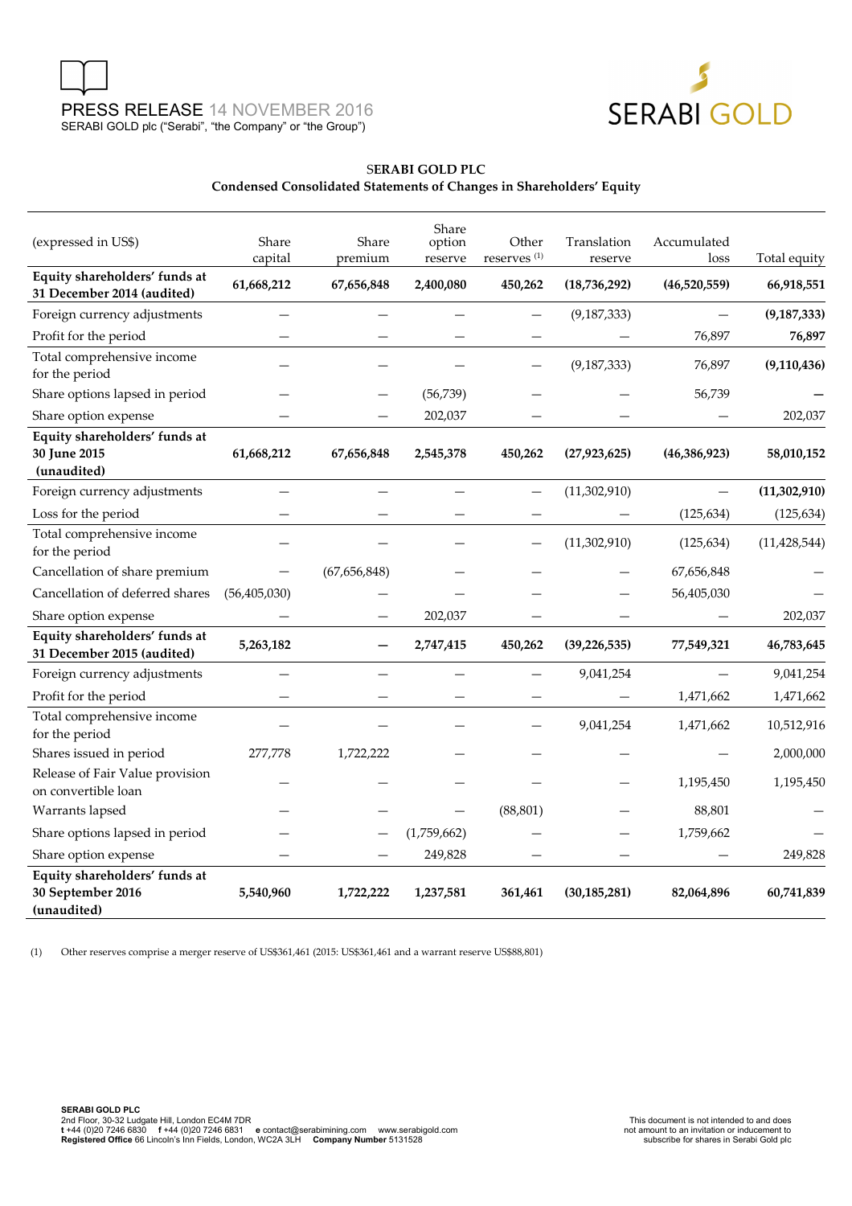**SERABI GOLD PLC**
**Condensed Consolidated Statements of Changes in Shareholders' Equity**

| (expressed in US$) | Share capital | Share premium | Share option reserve | Other reserves (1) | Translation reserve | Accumulated loss | Total equity |
|---|---|---|---|---|---|---|---|
| **Equity shareholders' funds at 31 December 2014 (audited)** | **61,668,212** | **67,656,848** | **2,400,080** | **450,262** | **(18,736,292)** | **(46,520,559)** | **66,918,551** |
| Foreign currency adjustments | – | – | – | – | (9,187,333) | – | **(9,187,333)** |
| Profit for the period | – | – | – | – | – | 76,897 | **76,897** |
| Total comprehensive income for the period | – | – | – | – | (9,187,333) | 76,897 | **(9,110,436)** |
| Share options lapsed in period | – | – | (56,739) | – | – | 56,739 | **–** |
| Share option expense | – | – | 202,037 | – | – | – | 202,037 |
| **Equity shareholders' funds at 30 June 2015 (unaudited)** | **61,668,212** | **67,656,848** | **2,545,378** | **450,262** | **(27,923,625)** | **(46,386,923)** | **58,010,152** |
| Foreign currency adjustments | – | – | – | – | (11,302,910) | – | **(11,302,910)** |
| Loss for the period | – | – | – | – | – | (125,634) | (125,634) |
| Total comprehensive income for the period | – | – | – | – | (11,302,910) | (125,634) | (11,428,544) |
| Cancellation of share premium | – | (67,656,848) | – | – | – | 67,656,848 | – |
| Cancellation of deferred shares | (56,405,030) | – | – | – | – | 56,405,030 | – |
| Share option expense | – | – | 202,037 | – | – | – | 202,037 |
| **Equity shareholders' funds at 31 December 2015 (audited)** | **5,263,182** | **–** | **2,747,415** | **450,262** | **(39,226,535)** | **77,549,321** | **46,783,645** |
| Foreign currency adjustments | – | – | – | – | 9,041,254 | – | 9,041,254 |
| Profit for the period | – | – | – | – | – | 1,471,662 | 1,471,662 |
| Total comprehensive income for the period | – | – | – | – | 9,041,254 | 1,471,662 | 10,512,916 |
| Shares issued in period | 277,778 | 1,722,222 | – | – | – | – | 2,000,000 |
| Release of Fair Value provision on convertible loan | – | – | – | – | – | 1,195,450 | 1,195,450 |
| Warrants lapsed | – | – | – | (88,801) | – | 88,801 | – |
| Share options lapsed in period | – | – | (1,759,662) | – | – | 1,759,662 | – |
| Share option expense | – | – | 249,828 | – | – | – | 249,828 |
| **Equity shareholders' funds at 30 September 2016 (unaudited)** | **5,540,960** | **1,722,222** | **1,237,581** | **361,461** | **(30,185,281)** | **82,064,896** | **60,741,839** |

(1) Other reserves comprise a merger reserve of US$361,461 (2015: US$361,461 and a warrant reserve US$88,801)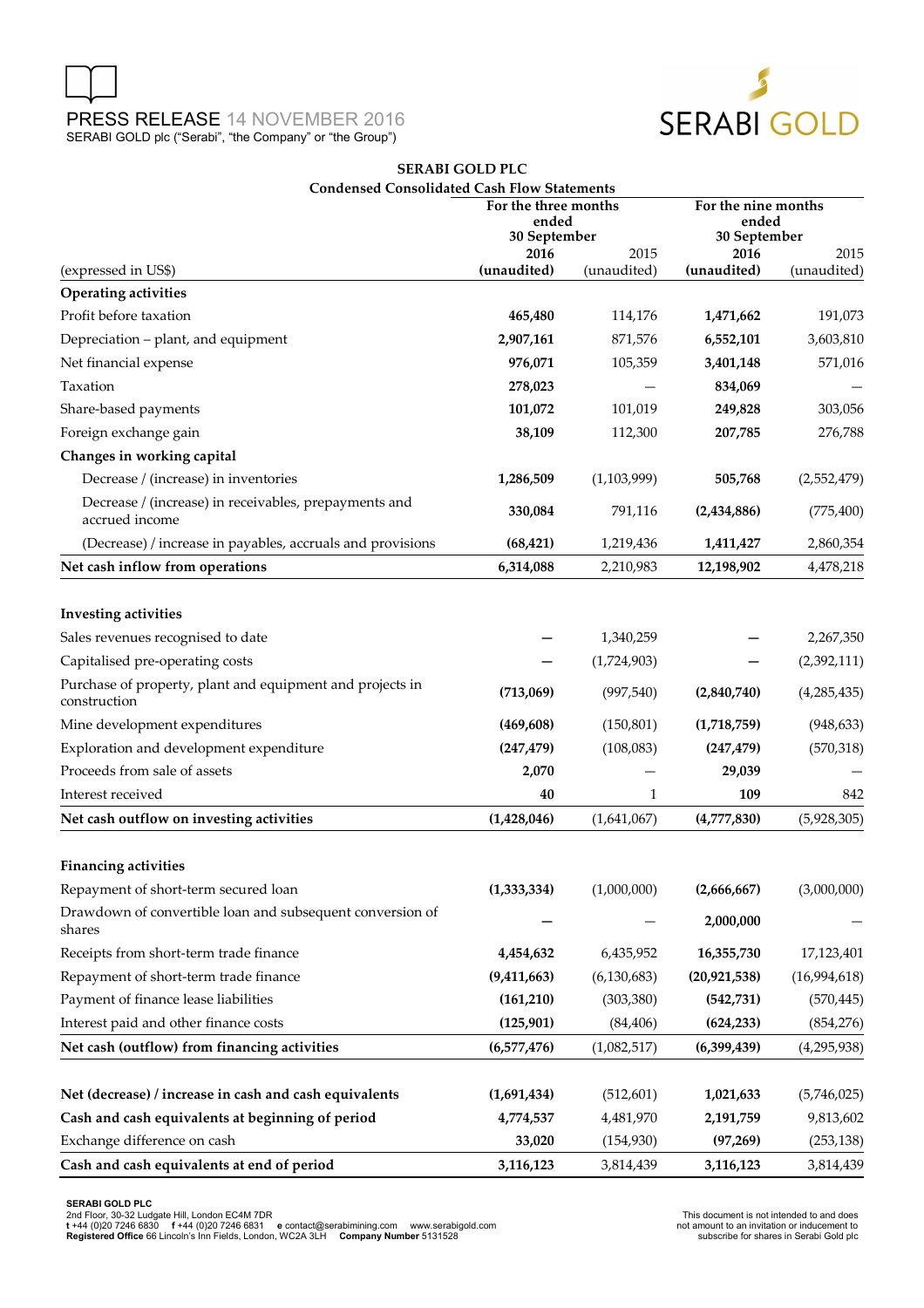PRESS RELEASE 14 NOVEMBER 2016
SERABI GOLD plc ("Serabi", "the Company" or "the Group")

## SERABI GOLD PLC

### Condensed Consolidated Cash Flow Statements

| (expressed in US$) | For the three months ended 30 September 2016 (unaudited) | 2015 (unaudited) | For the nine months ended 30 September 2016 (unaudited) | 2015 (unaudited) |
|---|---|---|---|---|
| **Operating activities** | | | | |
| Profit before taxation | **465,480** | 114,176 | **1,471,662** | 191,073 |
| Depreciation – plant, and equipment | **2,907,161** | 871,576 | **6,552,101** | 3,603,810 |
| Net financial expense | **976,071** | 105,359 | **3,401,148** | 571,016 |
| Taxation | **278,023** | — | **834,069** | — |
| Share-based payments | **101,072** | 101,019 | **249,828** | 303,056 |
| Foreign exchange gain | **38,109** | 112,300 | **207,785** | 276,788 |
| **Changes in working capital** | | | | |
| Decrease / (increase) in inventories | **1,286,509** | (1,103,999) | **505,768** | (2,552,479) |
| Decrease / (increase) in receivables, prepayments and accrued income | **330,084** | 791,116 | **(2,434,886)** | (775,400) |
| (Decrease) / increase in payables, accruals and provisions | **(68,421)** | 1,219,436 | **1,411,427** | 2,860,354 |
| **Net cash inflow from operations** | **6,314,088** | 2,210,983 | **12,198,902** | 4,478,218 |
| | | | | |
| **Investing activities** | | | | |
| Sales revenues recognised to date | **—** | 1,340,259 | **—** | 2,267,350 |
| Capitalised pre-operating costs | **—** | (1,724,903) | **—** | (2,392,111) |
| Purchase of property, plant and equipment and projects in construction | **(713,069)** | (997,540) | **(2,840,740)** | (4,285,435) |
| Mine development expenditures | **(469,608)** | (150,801) | **(1,718,759)** | (948,633) |
| Exploration and development expenditure | **(247,479)** | (108,083) | **(247,479)** | (570,318) |
| Proceeds from sale of assets | **2,070** | — | **29,039** | — |
| Interest received | **40** | 1 | **109** | 842 |
| **Net cash outflow on investing activities** | **(1,428,046)** | (1,641,067) | **(4,777,830)** | (5,928,305) |
| | | | | |
| **Financing activities** | | | | |
| Repayment of short-term secured loan | **(1,333,334)** | (1,000,000) | **(2,666,667)** | (3,000,000) |
| Drawdown of convertible loan and subsequent conversion of shares | **—** | — | **2,000,000** | — |
| Receipts from short-term trade finance | **4,454,632** | 6,435,952 | **16,355,730** | 17,123,401 |
| Repayment of short-term trade finance | **(9,411,663)** | (6,130,683) | **(20,921,538)** | (16,994,618) |
| Payment of finance lease liabilities | **(161,210)** | (303,380) | **(542,731)** | (570,445) |
| Interest paid and other finance costs | **(125,901)** | (84,406) | **(624,233)** | (854,276) |
| **Net cash (outflow) from financing activities** | **(6,577,476)** | (1,082,517) | **(6,399,439)** | (4,295,938) |
| | | | | |
| **Net (decrease) / increase in cash and cash equivalents** | **(1,691,434)** | (512,601) | **1,021,633** | (5,746,025) |
| **Cash and cash equivalents at beginning of period** | **4,774,537** | 4,481,970 | **2,191,759** | 9,813,602 |
| Exchange difference on cash | **33,020** | (154,930) | **(97,269)** | (253,138) |
| **Cash and cash equivalents at end of period** | **3,116,123** | 3,814,439 | **3,116,123** | 3,814,439 |

**SERABI GOLD PLC**
2nd Floor, 30-32 Ludgate Hill, London EC4M 7DR
**t** +44 (0)20 7246 6830 **f** +44 (0)20 7246 6831 **e** contact@serabimining.com www.serabigold.com
**Registered Office** 66 Lincoln's Inn Fields, London, WC2A 3LH **Company Number** 5131528

This document is not intended to and does not amount to an invitation or inducement to subscribe for shares in Serabi Gold plc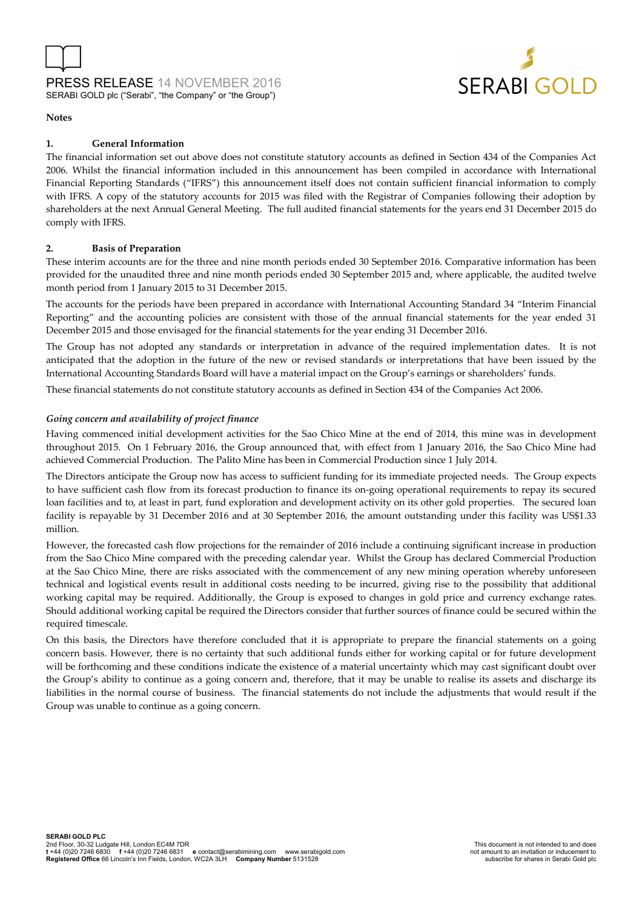**Notes**

## 1. General Information

The financial information set out above does not constitute statutory accounts as defined in Section 434 of the Companies Act 2006. Whilst the financial information included in this announcement has been compiled in accordance with International Financial Reporting Standards ("IFRS") this announcement itself does not contain sufficient financial information to comply with IFRS. A copy of the statutory accounts for 2015 was filed with the Registrar of Companies following their adoption by shareholders at the next Annual General Meeting. The full audited financial statements for the years end 31 December 2015 do comply with IFRS.

## 2. Basis of Preparation

These interim accounts are for the three and nine month periods ended 30 September 2016. Comparative information has been provided for the unaudited three and nine month periods ended 30 September 2015 and, where applicable, the audited twelve month period from 1 January 2015 to 31 December 2015.

The accounts for the periods have been prepared in accordance with International Accounting Standard 34 "Interim Financial Reporting" and the accounting policies are consistent with those of the annual financial statements for the year ended 31 December 2015 and those envisaged for the financial statements for the year ending 31 December 2016.

The Group has not adopted any standards or interpretation in advance of the required implementation dates. It is not anticipated that the adoption in the future of the new or revised standards or interpretations that have been issued by the International Accounting Standards Board will have a material impact on the Group's earnings or shareholders' funds.

These financial statements do not constitute statutory accounts as defined in Section 434 of the Companies Act 2006.

*Going concern and availability of project finance*

Having commenced initial development activities for the Sao Chico Mine at the end of 2014, this mine was in development throughout 2015. On 1 February 2016, the Group announced that, with effect from 1 January 2016, the Sao Chico Mine had achieved Commercial Production. The Palito Mine has been in Commercial Production since 1 July 2014.

The Directors anticipate the Group now has access to sufficient funding for its immediate projected needs. The Group expects to have sufficient cash flow from its forecast production to finance its on-going operational requirements to repay its secured loan facilities and to, at least in part, fund exploration and development activity on its other gold properties. The secured loan facility is repayable by 31 December 2016 and at 30 September 2016, the amount outstanding under this facility was US$1.33 million.

However, the forecasted cash flow projections for the remainder of 2016 include a continuing significant increase in production from the Sao Chico Mine compared with the preceding calendar year. Whilst the Group has declared Commercial Production at the Sao Chico Mine, there are risks associated with the commencement of any new mining operation whereby unforeseen technical and logistical events result in additional costs needing to be incurred, giving rise to the possibility that additional working capital may be required. Additionally, the Group is exposed to changes in gold price and currency exchange rates. Should additional working capital be required the Directors consider that further sources of finance could be secured within the required timescale.

On this basis, the Directors have therefore concluded that it is appropriate to prepare the financial statements on a going concern basis. However, there is no certainty that such additional funds either for working capital or for future development will be forthcoming and these conditions indicate the existence of a material uncertainty which may cast significant doubt over the Group's ability to continue as a going concern and, therefore, that it may be unable to realise its assets and discharge its liabilities in the normal course of business. The financial statements do not include the adjustments that would result if the Group was unable to continue as a going concern.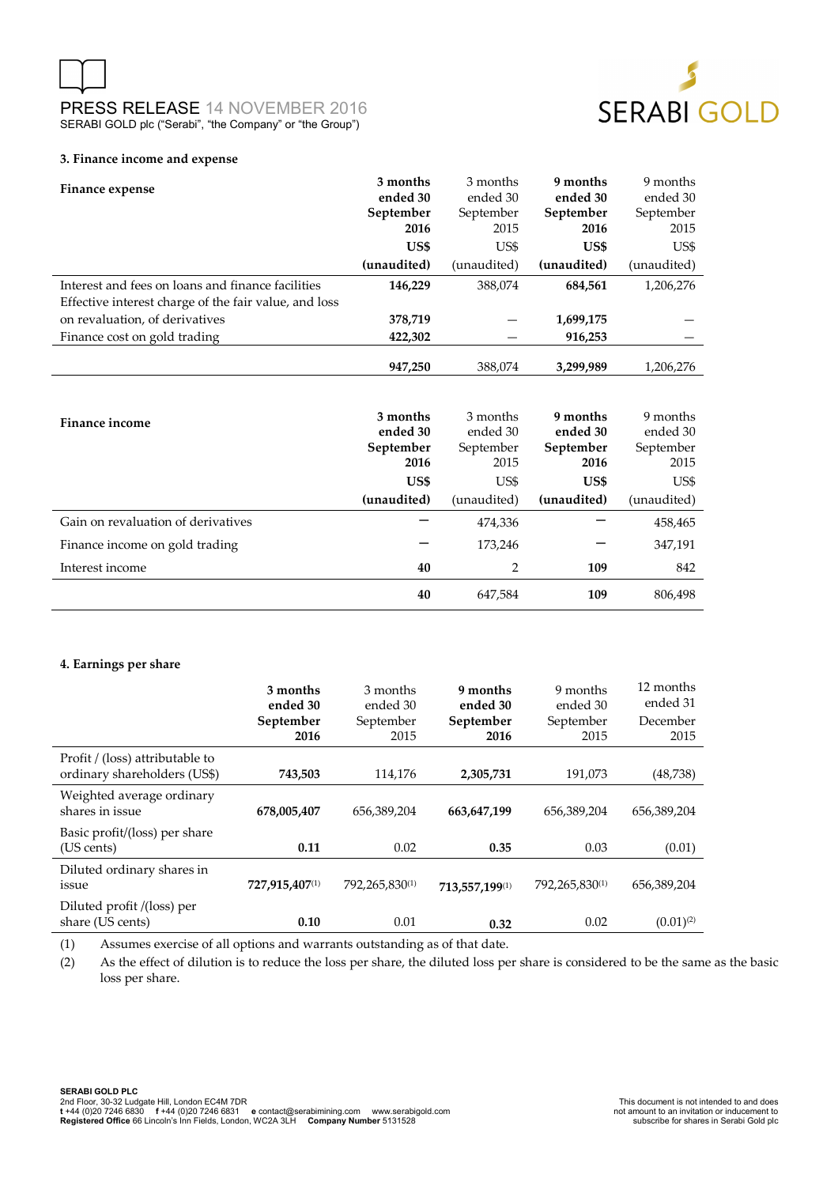### 3. Finance income and expense

| Finance expense | 3 months ended 30 September 2016 US$ (unaudited) | 3 months ended 30 September 2015 US$ (unaudited) | 9 months ended 30 September 2016 US$ (unaudited) | 9 months ended 30 September 2015 US$ (unaudited) |
|---|---|---|---|---|
| Interest and fees on loans and finance facilities | **146,229** | 388,074 | **684,561** | 1,206,276 |
| Effective interest charge of the fair value, and loss on revaluation, of derivatives | **378,719** | – | **1,699,175** | – |
| Finance cost on gold trading | **422,302** | – | **916,253** | – |
| | **947,250** | 388,074 | **3,299,989** | 1,206,276 |

| Finance income | 3 months ended 30 September 2016 US$ (unaudited) | 3 months ended 30 September 2015 US$ (unaudited) | 9 months ended 30 September 2016 US$ (unaudited) | 9 months ended 30 September 2015 US$ (unaudited) |
|---|---|---|---|---|
| Gain on revaluation of derivatives | – | 474,336 | – | 458,465 |
| Finance income on gold trading | – | 173,246 | – | 347,191 |
| Interest income | **40** | 2 | **109** | 842 |
| | **40** | 647,584 | **109** | 806,498 |

### 4. Earnings per share

| | 3 months ended 30 September 2016 | 3 months ended 30 September 2015 | 9 months ended 30 September 2016 | 9 months ended 30 September 2015 | 12 months ended 31 December 2015 |
|---|---|---|---|---|---|
| Profit / (loss) attributable to ordinary shareholders (US$) | **743,503** | 114,176 | **2,305,731** | 191,073 | (48,738) |
| Weighted average ordinary shares in issue | **678,005,407** | 656,389,204 | **663,647,199** | 656,389,204 | 656,389,204 |
| Basic profit/(loss) per share (US cents) | **0.11** | 0.02 | **0.35** | 0.03 | (0.01) |
| Diluted ordinary shares in issue | **727,915,407**(1) | 792,265,830(1) | **713,557,199**(1) | 792,265,830(1) | 656,389,204 |
| Diluted profit /(loss) per share (US cents) | **0.10** | 0.01 | **0.32** | 0.02 | (0.01)(2) |

(1) Assumes exercise of all options and warrants outstanding as of that date.

(2) As the effect of dilution is to reduce the loss per share, the diluted loss per share is considered to be the same as the basic loss per share.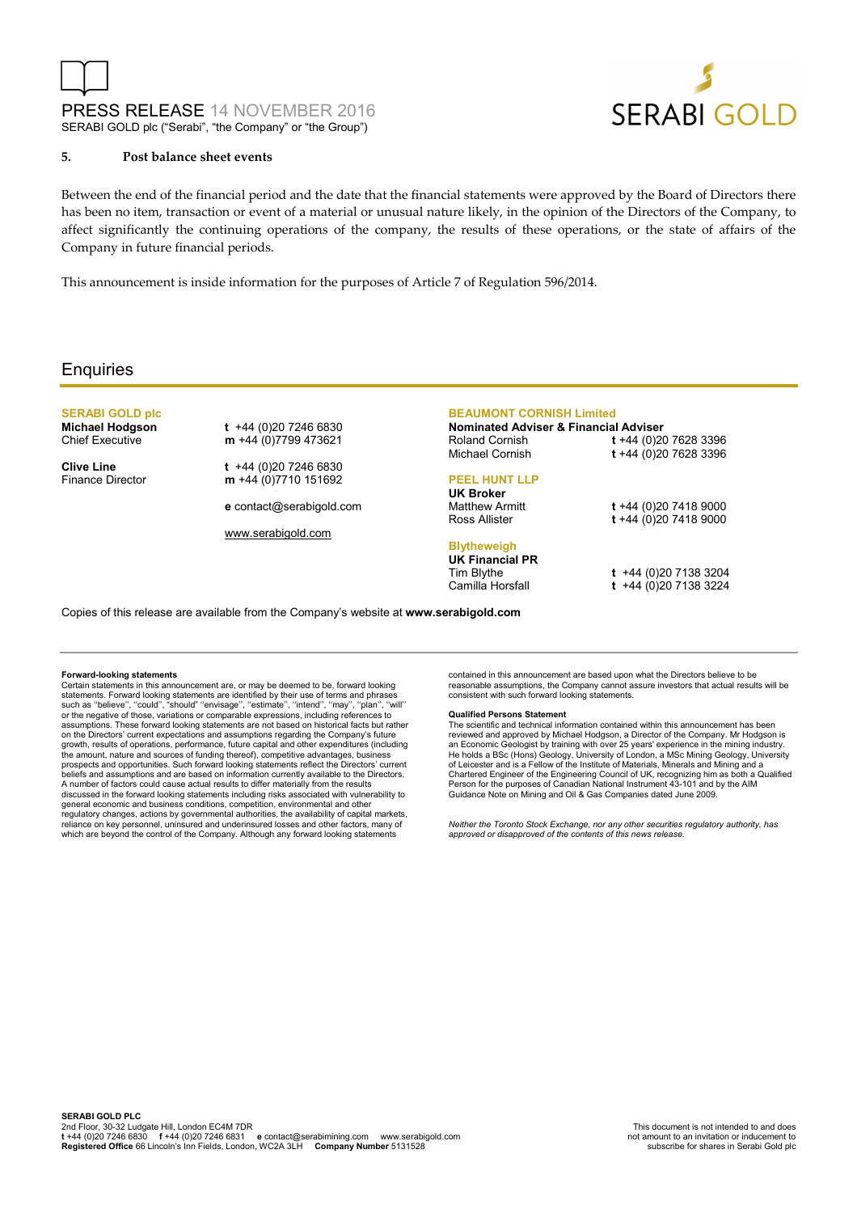### 5. Post balance sheet events

Between the end of the financial period and the date that the financial statements were approved by the Board of Directors there has been no item, transaction or event of a material or unusual nature likely, in the opinion of the Directors of the Company, to affect significantly the continuing operations of the company, the results of these operations, or the state of affairs of the Company in future financial periods.

This announcement is inside information for the purposes of Article 7 of Regulation 596/2014.

## Enquiries

**SERABI GOLD plc**

**Michael Hodgson**
Chief Executive
**t** +44 (0)20 7246 6830
**m** +44 (0)7799 473621

**Clive Line**
Finance Director
**t** +44 (0)20 7246 6830
**m** +44 (0)7710 151692

**e** contact@serabigold.com

www.serabigold.com

**BEAUMONT CORNISH Limited**
**Nominated Adviser & Financial Adviser**
Roland Cornish **t** +44 (0)20 7628 3396
Michael Cornish **t** +44 (0)20 7628 3396

**PEEL HUNT LLP**
**UK Broker**
Matthew Armitt **t** +44 (0)20 7418 9000
Ross Allister **t** +44 (0)20 7418 9000

**Blytheweigh**
**UK Financial PR**
Tim Blythe **t** +44 (0)20 7138 3204
Camilla Horsfall **t** +44 (0)20 7138 3224

Copies of this release are available from the Company's website at **www.serabigold.com**

**Forward-looking statements**
Certain statements in this announcement are, or may be deemed to be, forward looking statements. Forward looking statements are identified by their use of terms and phrases such as ''believe'', ''could'', "should" ''envisage'', ''estimate'', ''intend'', ''may'', ''plan'', ''will'' or the negative of those, variations or comparable expressions, including references to assumptions. These forward looking statements are not based on historical facts but rather on the Directors' current expectations and assumptions regarding the Company's future growth, results of operations, performance, future capital and other expenditures (including the amount, nature and sources of funding thereof), competitive advantages, business prospects and opportunities. Such forward looking statements reflect the Directors' current beliefs and assumptions and are based on information currently available to the Directors. A number of factors could cause actual results to differ materially from the results discussed in the forward looking statements including risks associated with vulnerability to general economic and business conditions, competition, environmental and other regulatory changes, actions by governmental authorities, the availability of capital markets, reliance on key personnel, uninsured and underinsured losses and other factors, many of which are beyond the control of the Company. Although any forward looking statements contained in this announcement are based upon what the Directors believe to be reasonable assumptions, the Company cannot assure investors that actual results will be consistent with such forward looking statements.

**Qualified Persons Statement**
The scientific and technical information contained within this announcement has been reviewed and approved by Michael Hodgson, a Director of the Company. Mr Hodgson is an Economic Geologist by training with over 25 years' experience in the mining industry. He holds a BSc (Hons) Geology, University of London, a MSc Mining Geology, University of Leicester and is a Fellow of the Institute of Materials, Minerals and Mining and a Chartered Engineer of the Engineering Council of UK, recognizing him as both a Qualified Person for the purposes of Canadian National Instrument 43-101 and by the AIM Guidance Note on Mining and Oil & Gas Companies dated June 2009.

*Neither the Toronto Stock Exchange, nor any other securities regulatory authority, has approved or disapproved of the contents of this news release.*